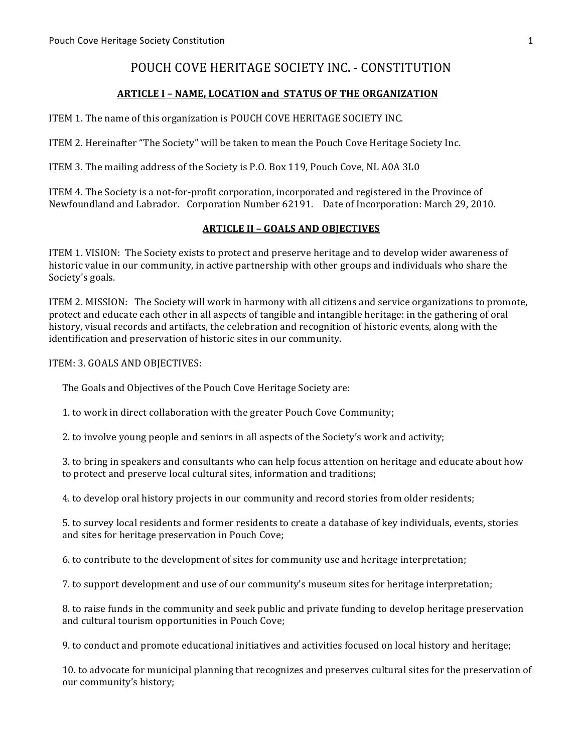# POUCH COVE HERITAGE SOCIETY INC. - CONSTITUTION

## ARTICLE I – NAME, LOCATION and STATUS OF THE ORGANIZATION

ITEM 1. The name of this organization is POUCH COVE HERITAGE SOCIETY INC.

ITEM 2. Hereinafter "The Society" will be taken to mean the Pouch Cove Heritage Society Inc.

ITEM 3. The mailing address of the Society is P.O. Box 119, Pouch Cove, NL A0A 3L0

ITEM 4. The Society is a not-for-profit corporation, incorporated and registered in the Province of Newfoundland and Labrador. Corporation Number 62191. Date of Incorporation: March 29, 2010.

## ARTICLE II – GOALS AND OBJECTIVES

ITEM 1. VISION: The Society exists to protect and preserve heritage and to develop wider awareness of historic value in our community, in active partnership with other groups and individuals who share the Society's goals.

ITEM 2. MISSION: The Society will work in harmony with all citizens and service organizations to promote, protect and educate each other in all aspects of tangible and intangible heritage: in the gathering of oral history, visual records and artifacts, the celebration and recognition of historic events, along with the identification and preservation of historic sites in our community.

ITEM: 3. GOALS AND OBJECTIVES:

The Goals and Objectives of the Pouch Cove Heritage Society are:

1. to work in direct collaboration with the greater Pouch Cove Community;

2. to involve young people and seniors in all aspects of the Society's work and activity;

3. to bring in speakers and consultants who can help focus attention on heritage and educate about how to protect and preserve local cultural sites, information and traditions;

4. to develop oral history projects in our community and record stories from older residents;

5. to survey local residents and former residents to create a database of key individuals, events, stories and sites for heritage preservation in Pouch Cove;

6. to contribute to the development of sites for community use and heritage interpretation;

7. to support development and use of our community's museum sites for heritage interpretation;

8. to raise funds in the community and seek public and private funding to develop heritage preservation and cultural tourism opportunities in Pouch Cove;

9. to conduct and promote educational initiatives and activities focused on local history and heritage;

10. to advocate for municipal planning that recognizes and preserves cultural sites for the preservation of our community's history;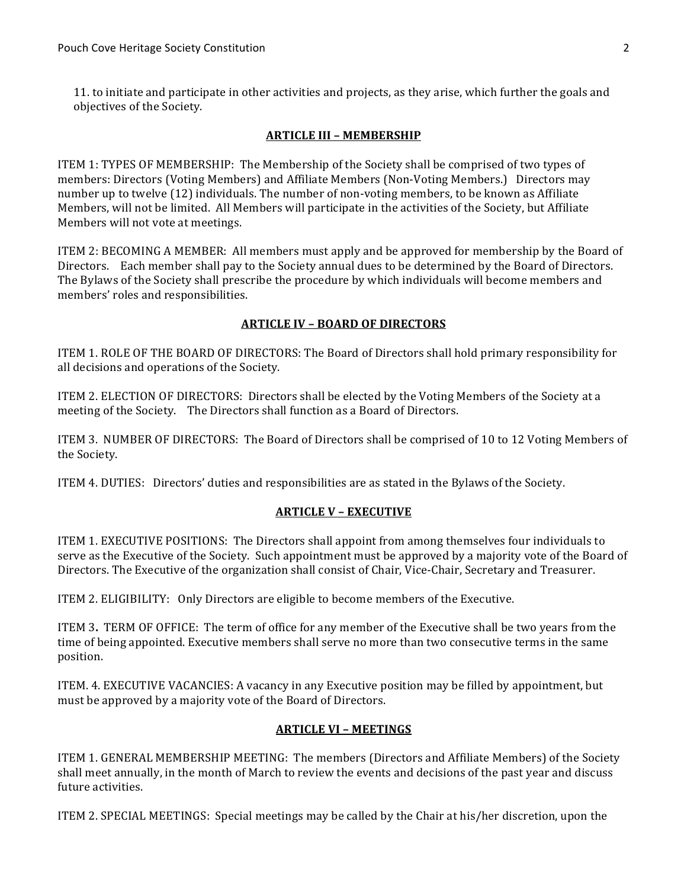11. to initiate and participate in other activities and projects, as they arise, which further the goals and objectives of the Society.

## ARTICLE III – MEMBERSHIP

ITEM 1: TYPES OF MEMBERSHIP: The Membership of the Society shall be comprised of two types of members: Directors (Voting Members) and Affiliate Members (Non-Voting Members.) Directors may number up to twelve (12) individuals. The number of non-voting members, to be known as Affiliate Members, will not be limited. All Members will participate in the activities of the Society, but Affiliate Members will not vote at meetings.

ITEM 2: BECOMING A MEMBER: All members must apply and be approved for membership by the Board of Directors. Each member shall pay to the Society annual dues to be determined by the Board of Directors. The Bylaws of the Society shall prescribe the procedure by which individuals will become members and members' roles and responsibilities.

## ARTICLE IV – BOARD OF DIRECTORS

ITEM 1. ROLE OF THE BOARD OF DIRECTORS: The Board of Directors shall hold primary responsibility for all decisions and operations of the Society.

ITEM 2. ELECTION OF DIRECTORS: Directors shall be elected by the Voting Members of the Society at a meeting of the Society. The Directors shall function as a Board of Directors.

ITEM 3. NUMBER OF DIRECTORS: The Board of Directors shall be comprised of 10 to 12 Voting Members of the Society.

ITEM 4. DUTIES: Directors' duties and responsibilities are as stated in the Bylaws of the Society.

## ARTICLE V – EXECUTIVE

ITEM 1. EXECUTIVE POSITIONS: The Directors shall appoint from among themselves four individuals to serve as the Executive of the Society. Such appointment must be approved by a majority vote of the Board of Directors. The Executive of the organization shall consist of Chair, Vice-Chair, Secretary and Treasurer.

ITEM 2. ELIGIBILITY: Only Directors are eligible to become members of the Executive.

ITEM 3**.** TERM OF OFFICE: The term of office for any member of the Executive shall be two years from the time of being appointed. Executive members shall serve no more than two consecutive terms in the same position.

ITEM. 4. EXECUTIVE VACANCIES: A vacancy in any Executive position may be filled by appointment, but must be approved by a majority vote of the Board of Directors.

## ARTICLE VI – MEETINGS

ITEM 1. GENERAL MEMBERSHIP MEETING: The members (Directors and Affiliate Members) of the Society shall meet annually, in the month of March to review the events and decisions of the past year and discuss future activities.

ITEM 2. SPECIAL MEETINGS: Special meetings may be called by the Chair at his/her discretion, upon the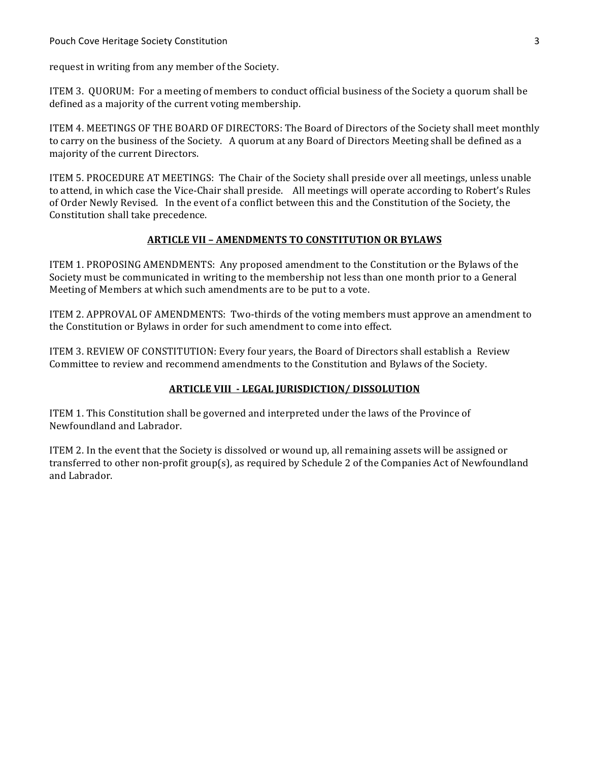request in writing from any member of the Society.

ITEM 3. QUORUM: For a meeting of members to conduct official business of the Society a quorum shall be defined as a majority of the current voting membership.

ITEM 4. MEETINGS OF THE BOARD OF DIRECTORS: The Board of Directors of the Society shall meet monthly to carry on the business of the Society. A quorum at any Board of Directors Meeting shall be defined as a majority of the current Directors.

ITEM 5. PROCEDURE AT MEETINGS: The Chair of the Society shall preside over all meetings, unless unable to attend, in which case the Vice-Chair shall preside. All meetings will operate according to Robert's Rules of Order Newly Revised. In the event of a conflict between this and the Constitution of the Society, the Constitution shall take precedence.

## ARTICLE VII – AMENDMENTS TO CONSTITUTION OR BYLAWS

ITEM 1. PROPOSING AMENDMENTS: Any proposed amendment to the Constitution or the Bylaws of the Society must be communicated in writing to the membership not less than one month prior to a General Meeting of Members at which such amendments are to be put to a vote.

ITEM 2. APPROVAL OF AMENDMENTS: Two-thirds of the voting members must approve an amendment to the Constitution or Bylaws in order for such amendment to come into effect.

ITEM 3. REVIEW OF CONSTITUTION: Every four years, the Board of Directors shall establish a Review Committee to review and recommend amendments to the Constitution and Bylaws of the Society.

## ARTICLE VIII - LEGAL JURISDICTION/ DISSOLUTION

ITEM 1. This Constitution shall be governed and interpreted under the laws of the Province of Newfoundland and Labrador.

ITEM 2. In the event that the Society is dissolved or wound up, all remaining assets will be assigned or transferred to other non-profit group(s), as required by Schedule 2 of the Companies Act of Newfoundland and Labrador.